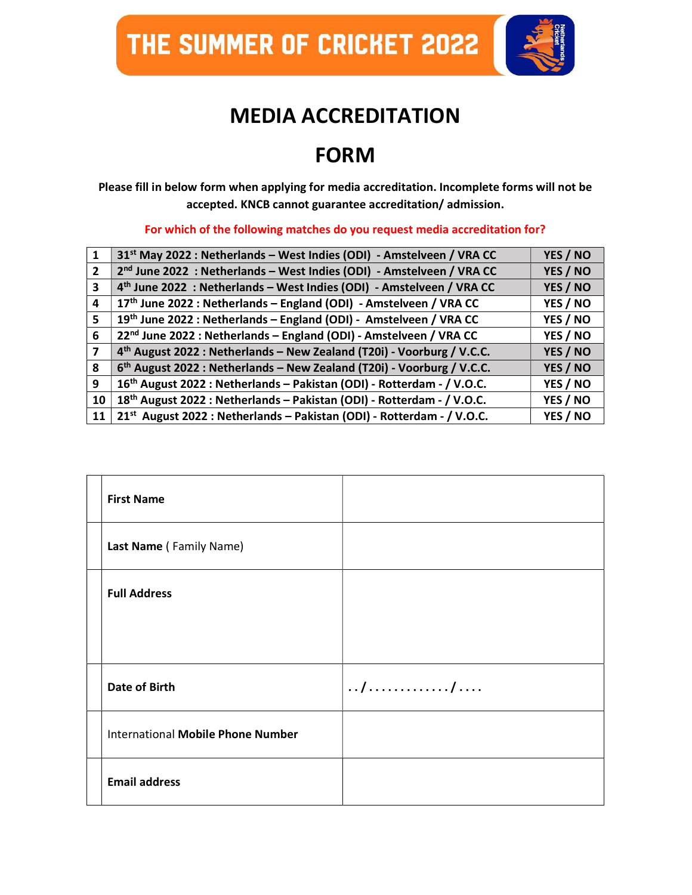THE SUMMER OF CRICKET 2022

# MEDIA ACCREDITATION

# FORM

**Please fill in below form when applying for media accreditation. Incomplete forms will not be accepted. KNCB cannot guarantee accreditation/ admission.**

**For which of the following matches do you request media accreditation for?**

| | | |
|---|---|---|
| 1 | 31st May 2022 : Netherlands – West Indies (ODI) - Amstelveen / VRA CC | YES / NO |
| 2 | 2nd June 2022 : Netherlands – West Indies (ODI) - Amstelveen / VRA CC | YES / NO |
| 3 | 4th June 2022 : Netherlands – West Indies (ODI) - Amstelveen / VRA CC | YES / NO |
| 4 | 17th June 2022 : Netherlands – England (ODI) - Amstelveen / VRA CC | YES / NO |
| 5 | 19th June 2022 : Netherlands – England (ODI) - Amstelveen / VRA CC | YES / NO |
| 6 | 22nd June 2022 : Netherlands – England (ODI) - Amstelveen / VRA CC | YES / NO |
| 7 | 4th August 2022 : Netherlands – New Zealand (T20i) - Voorburg / V.C.C. | YES / NO |
| 8 | 6th August 2022 : Netherlands – New Zealand (T20i) - Voorburg / V.C.C. | YES / NO |
| 9 | 16th August 2022 : Netherlands – Pakistan (ODI) - Rotterdam - / V.O.C. | YES / NO |
| 10 | 18th August 2022 : Netherlands – Pakistan (ODI) - Rotterdam - / V.O.C. | YES / NO |
| 11 | 21st August 2022 : Netherlands – Pakistan (ODI) - Rotterdam - / V.O.C. | YES / NO |

| | |
|---|---|
| **First Name** | |
| **Last Name** ( Family Name) | |
| **Full Address** | |
| **Date of Birth** | ../............./.... |
| International **Mobile Phone Number** | |
| **Email address** | |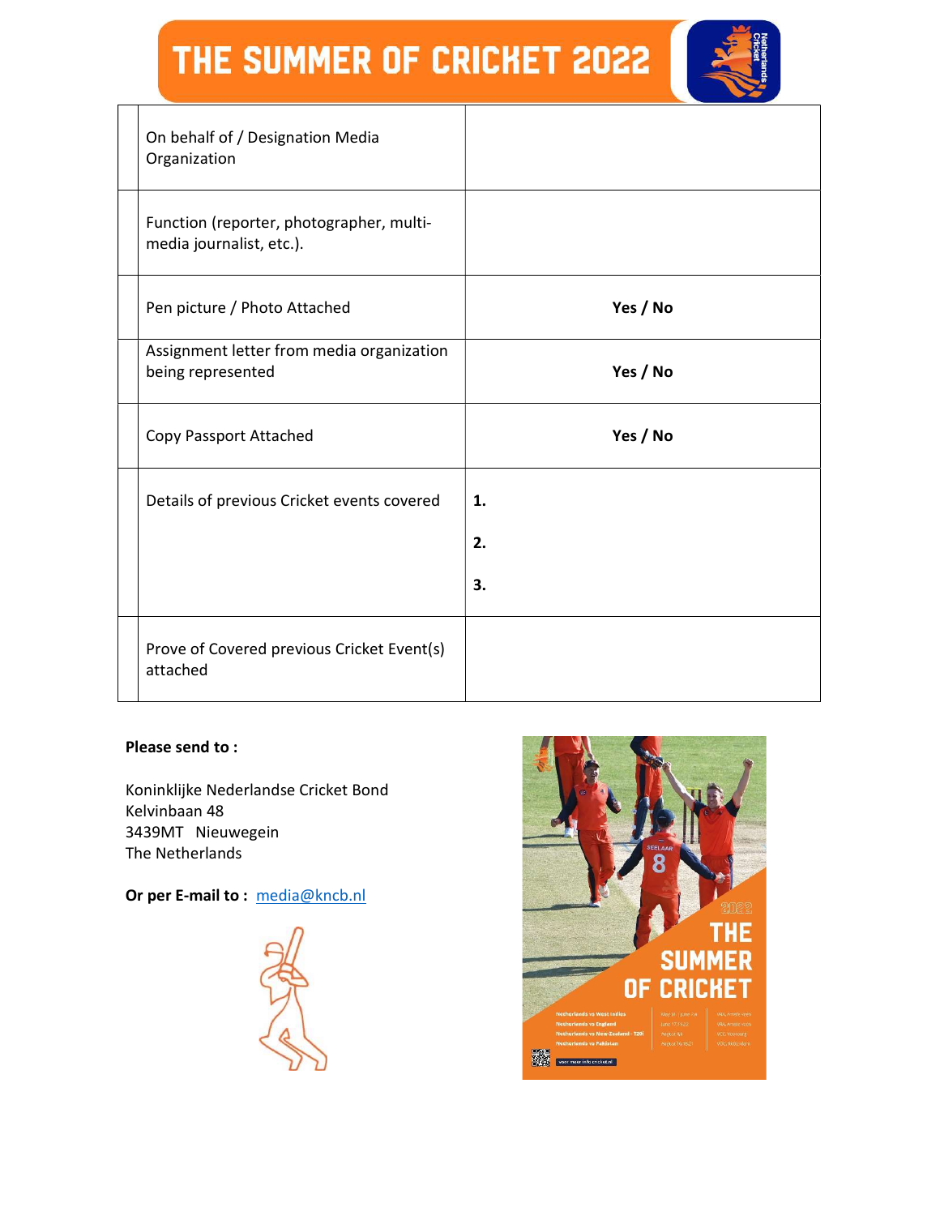# THE SUMMER OF CRICKET 2022

| | |
|---|---|
| On behalf of / Designation Media Organization | |
| Function (reporter, photographer, multi-media journalist, etc.). | |
| Pen picture / Photo Attached | **Yes / No** |
| Assignment letter from media organization being represented | **Yes / No** |
| Copy Passport Attached | **Yes / No** |
| Details of previous Cricket events covered | **1.** <br> **2.** <br> **3.** |
| Prove of Covered previous Cricket Event(s) attached | |

**Please send to :**

Koninklijke Nederlandse Cricket Bond
Kelvinbaan 48
3439MT Nieuwegein
The Netherlands

**Or per E-mail to :** media@kncb.nl